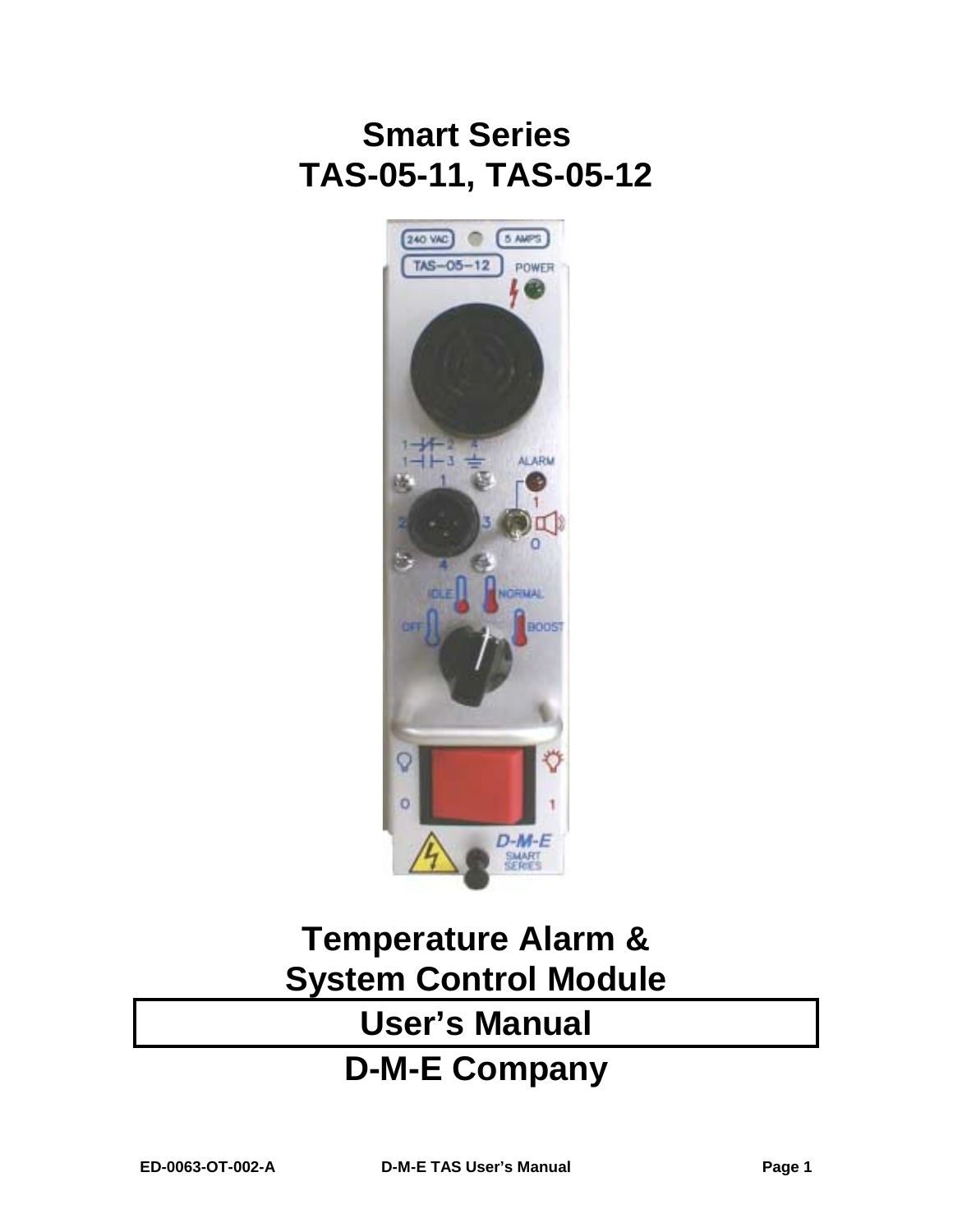# Smart Series
# TAS-05-11, TAS-05-12

# Temperature Alarm & System Control Module

## User's Manual

## D-M-E Company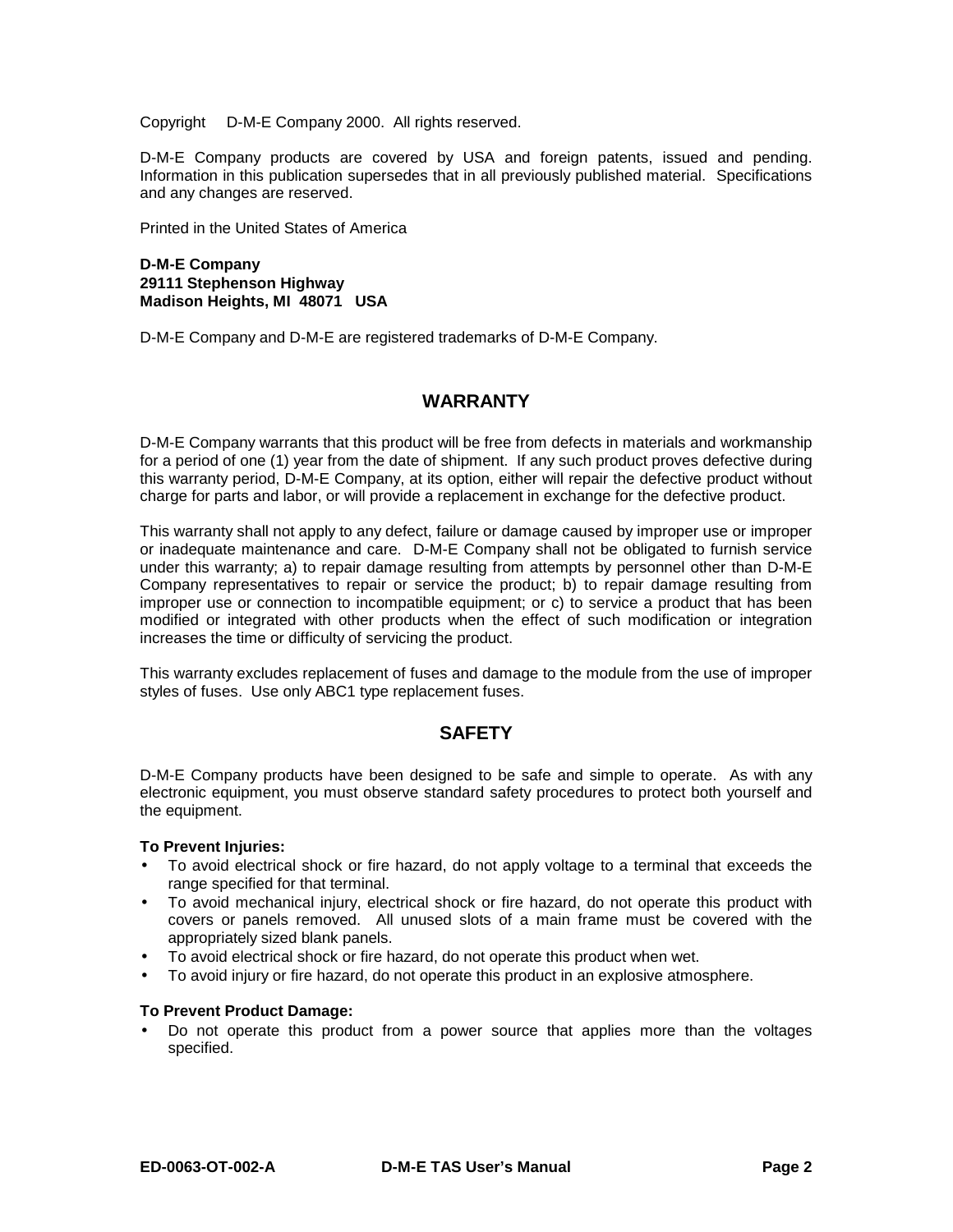Copyright D-M-E Company 2000. All rights reserved.

D-M-E Company products are covered by USA and foreign patents, issued and pending. Information in this publication supersedes that in all previously published material. Specifications and any changes are reserved.

Printed in the United States of America

**D-M-E Company**
**29111 Stephenson Highway**
**Madison Heights, MI 48071 USA**

D-M-E Company and D-M-E are registered trademarks of D-M-E Company.

## WARRANTY

D-M-E Company warrants that this product will be free from defects in materials and workmanship for a period of one (1) year from the date of shipment. If any such product proves defective during this warranty period, D-M-E Company, at its option, either will repair the defective product without charge for parts and labor, or will provide a replacement in exchange for the defective product.

This warranty shall not apply to any defect, failure or damage caused by improper use or improper or inadequate maintenance and care. D-M-E Company shall not be obligated to furnish service under this warranty; a) to repair damage resulting from attempts by personnel other than D-M-E Company representatives to repair or service the product; b) to repair damage resulting from improper use or connection to incompatible equipment; or c) to service a product that has been modified or integrated with other products when the effect of such modification or integration increases the time or difficulty of servicing the product.

This warranty excludes replacement of fuses and damage to the module from the use of improper styles of fuses. Use only ABC1 type replacement fuses.

## SAFETY

D-M-E Company products have been designed to be safe and simple to operate. As with any electronic equipment, you must observe standard safety procedures to protect both yourself and the equipment.

**To Prevent Injuries:**

- To avoid electrical shock or fire hazard, do not apply voltage to a terminal that exceeds the range specified for that terminal.
- To avoid mechanical injury, electrical shock or fire hazard, do not operate this product with covers or panels removed. All unused slots of a main frame must be covered with the appropriately sized blank panels.
- To avoid electrical shock or fire hazard, do not operate this product when wet.
- To avoid injury or fire hazard, do not operate this product in an explosive atmosphere.

**To Prevent Product Damage:**

- Do not operate this product from a power source that applies more than the voltages specified.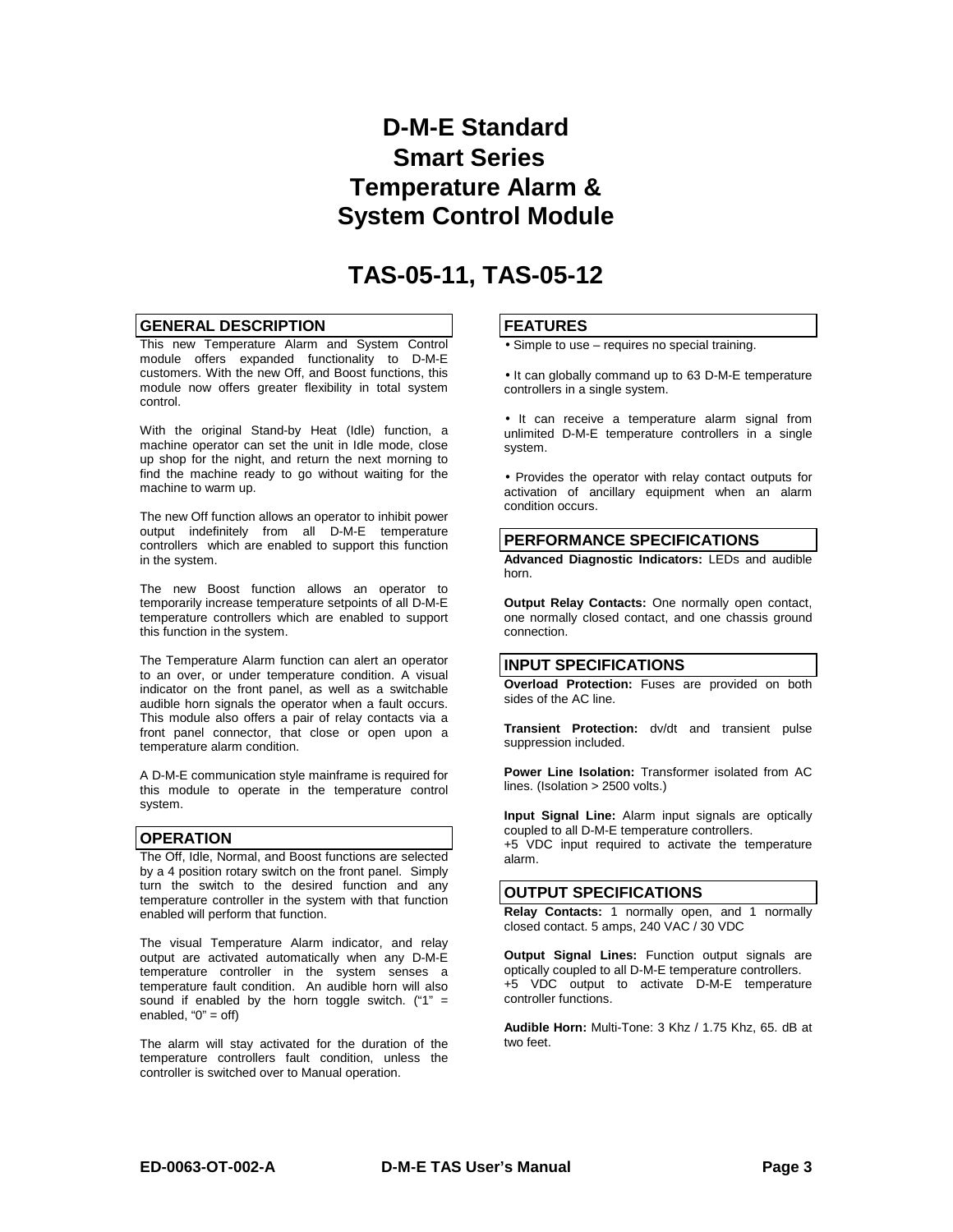# D-M-E Standard Smart Series Temperature Alarm & System Control Module

# TAS-05-11, TAS-05-12

## GENERAL DESCRIPTION

This new Temperature Alarm and System Control module offers expanded functionality to D-M-E customers. With the new Off, and Boost functions, this module now offers greater flexibility in total system control.

With the original Stand-by Heat (Idle) function, a machine operator can set the unit in Idle mode, close up shop for the night, and return the next morning to find the machine ready to go without waiting for the machine to warm up.

The new Off function allows an operator to inhibit power output indefinitely from all D-M-E temperature controllers which are enabled to support this function in the system.

The new Boost function allows an operator to temporarily increase temperature setpoints of all D-M-E temperature controllers which are enabled to support this function in the system.

The Temperature Alarm function can alert an operator to an over, or under temperature condition. A visual indicator on the front panel, as well as a switchable audible horn signals the operator when a fault occurs. This module also offers a pair of relay contacts via a front panel connector, that close or open upon a temperature alarm condition.

A D-M-E communication style mainframe is required for this module to operate in the temperature control system.

## OPERATION

The Off, Idle, Normal, and Boost functions are selected by a 4 position rotary switch on the front panel. Simply turn the switch to the desired function and any temperature controller in the system with that function enabled will perform that function.

The visual Temperature Alarm indicator, and relay output are activated automatically when any D-M-E temperature controller in the system senses a temperature fault condition. An audible horn will also sound if enabled by the horn toggle switch. ("1" = enabled, "0" = off)

The alarm will stay activated for the duration of the temperature controllers fault condition, unless the controller is switched over to Manual operation.

## FEATURES

- Simple to use – requires no special training.
- It can globally command up to 63 D-M-E temperature controllers in a single system.
- It can receive a temperature alarm signal from unlimited D-M-E temperature controllers in a single system.
- Provides the operator with relay contact outputs for activation of ancillary equipment when an alarm condition occurs.

## PERFORMANCE SPECIFICATIONS

**Advanced Diagnostic Indicators:** LEDs and audible horn.

**Output Relay Contacts:** One normally open contact, one normally closed contact, and one chassis ground connection.

## INPUT SPECIFICATIONS

**Overload Protection:** Fuses are provided on both sides of the AC line.

**Transient Protection:** dv/dt and transient pulse suppression included.

**Power Line Isolation:** Transformer isolated from AC lines. (Isolation > 2500 volts.)

**Input Signal Line:** Alarm input signals are optically coupled to all D-M-E temperature controllers.
+5 VDC input required to activate the temperature alarm.

## OUTPUT SPECIFICATIONS

**Relay Contacts:** 1 normally open, and 1 normally closed contact. 5 amps, 240 VAC / 30 VDC

**Output Signal Lines:** Function output signals are optically coupled to all D-M-E temperature controllers.
+5 VDC output to activate D-M-E temperature controller functions.

**Audible Horn:** Multi-Tone: 3 Khz / 1.75 Khz, 65. dB at two feet.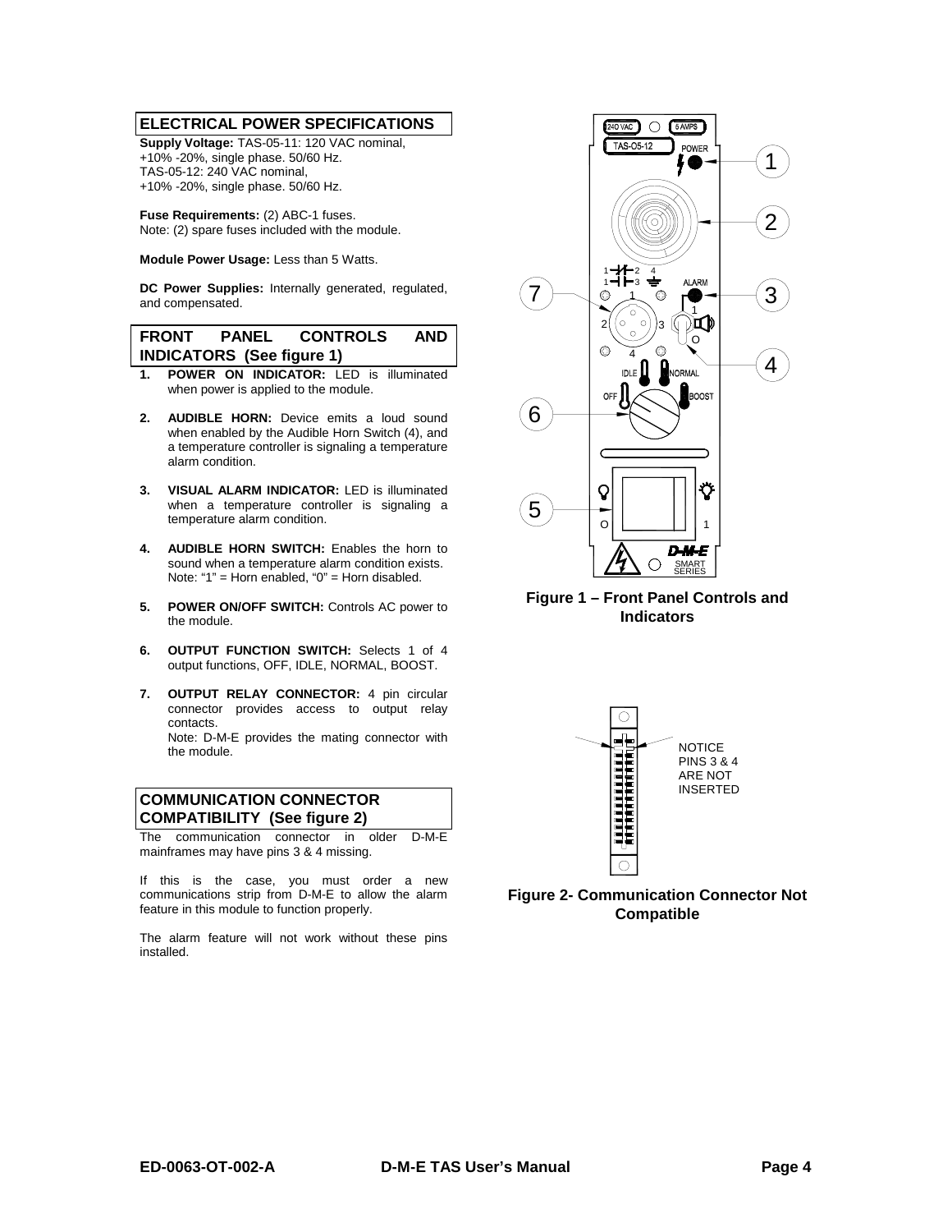## ELECTRICAL POWER SPECIFICATIONS

**Supply Voltage:** TAS-05-11: 120 VAC nominal, +10% -20%, single phase. 50/60 Hz.
TAS-05-12: 240 VAC nominal, +10% -20%, single phase. 50/60 Hz.

**Fuse Requirements:** (2) ABC-1 fuses.
Note: (2) spare fuses included with the module.

**Module Power Usage:** Less than 5 Watts.

**DC Power Supplies:** Internally generated, regulated, and compensated.

## FRONT PANEL CONTROLS AND INDICATORS (See figure 1)

1. **POWER ON INDICATOR:** LED is illuminated when power is applied to the module.
2. **AUDIBLE HORN:** Device emits a loud sound when enabled by the Audible Horn Switch (4), and a temperature controller is signaling a temperature alarm condition.
3. **VISUAL ALARM INDICATOR:** LED is illuminated when a temperature controller is signaling a temperature alarm condition.
4. **AUDIBLE HORN SWITCH:** Enables the horn to sound when a temperature alarm condition exists. Note: "1" = Horn enabled, "0" = Horn disabled.
5. **POWER ON/OFF SWITCH:** Controls AC power to the module.
6. **OUTPUT FUNCTION SWITCH:** Selects 1 of 4 output functions, OFF, IDLE, NORMAL, BOOST.
7. **OUTPUT RELAY CONNECTOR:** 4 pin circular connector provides access to output relay contacts.
   Note: D-M-E provides the mating connector with the module.

## COMMUNICATION CONNECTOR COMPATIBILITY (See figure 2)

The communication connector in older D-M-E mainframes may have pins 3 & 4 missing.

If this is the case, you must order a new communications strip from D-M-E to allow the alarm feature in this module to function properly.

The alarm feature will not work without these pins installed.

**Figure 1 – Front Panel Controls and Indicators**

NOTICE PINS 3 & 4 ARE NOT INSERTED

**Figure 2- Communication Connector Not Compatible**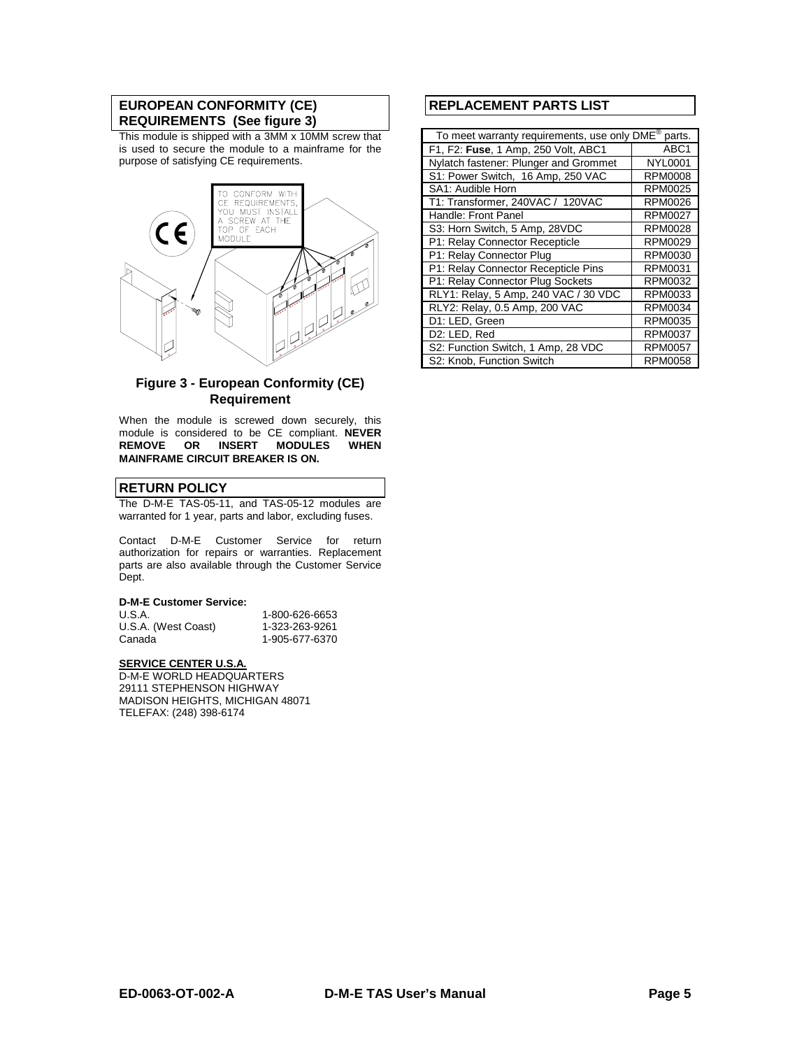## EUROPEAN CONFORMITY (CE) REQUIREMENTS (See figure 3)

This module is shipped with a 3MM x 10MM screw that is used to secure the module to a mainframe for the purpose of satisfying CE requirements.

**Figure 3 - European Conformity (CE) Requirement**

When the module is screwed down securely, this module is considered to be CE compliant. **NEVER REMOVE OR INSERT MODULES WHEN MAINFRAME CIRCUIT BREAKER IS ON.**

## RETURN POLICY

The D-M-E TAS-05-11, and TAS-05-12 modules are warranted for 1 year, parts and labor, excluding fuses.

Contact D-M-E Customer Service for return authorization for repairs or warranties. Replacement parts are also available through the Customer Service Dept.

**D-M-E Customer Service:**

| | |
|---|---|
| U.S.A. | 1-800-626-6653 |
| U.S.A. (West Coast) | 1-323-263-9261 |
| Canada | 1-905-677-6370 |

**SERVICE CENTER U.S.A.**

D-M-E WORLD HEADQUARTERS
29111 STEPHENSON HIGHWAY
MADISON HEIGHTS, MICHIGAN 48071
TELEFAX: (248) 398-6174

## REPLACEMENT PARTS LIST

| To meet warranty requirements, use only DME® parts. | |
|---|---|
| F1, F2: **Fuse**, 1 Amp, 250 Volt, ABC1 | ABC1 |
| Nylatch fastener: Plunger and Grommet | NYL0001 |
| S1: Power Switch, 16 Amp, 250 VAC | RPM0008 |
| SA1: Audible Horn | RPM0025 |
| T1: Transformer, 240VAC / 120VAC | RPM0026 |
| Handle: Front Panel | RPM0027 |
| S3: Horn Switch, 5 Amp, 28VDC | RPM0028 |
| P1: Relay Connector Recepticle | RPM0029 |
| P1: Relay Connector Plug | RPM0030 |
| P1: Relay Connector Recepticle Pins | RPM0031 |
| P1: Relay Connector Plug Sockets | RPM0032 |
| RLY1: Relay, 5 Amp, 240 VAC / 30 VDC | RPM0033 |
| RLY2: Relay, 0.5 Amp, 200 VAC | RPM0034 |
| D1: LED, Green | RPM0035 |
| D2: LED, Red | RPM0037 |
| S2: Function Switch, 1 Amp, 28 VDC | RPM0057 |
| S2: Knob, Function Switch | RPM0058 |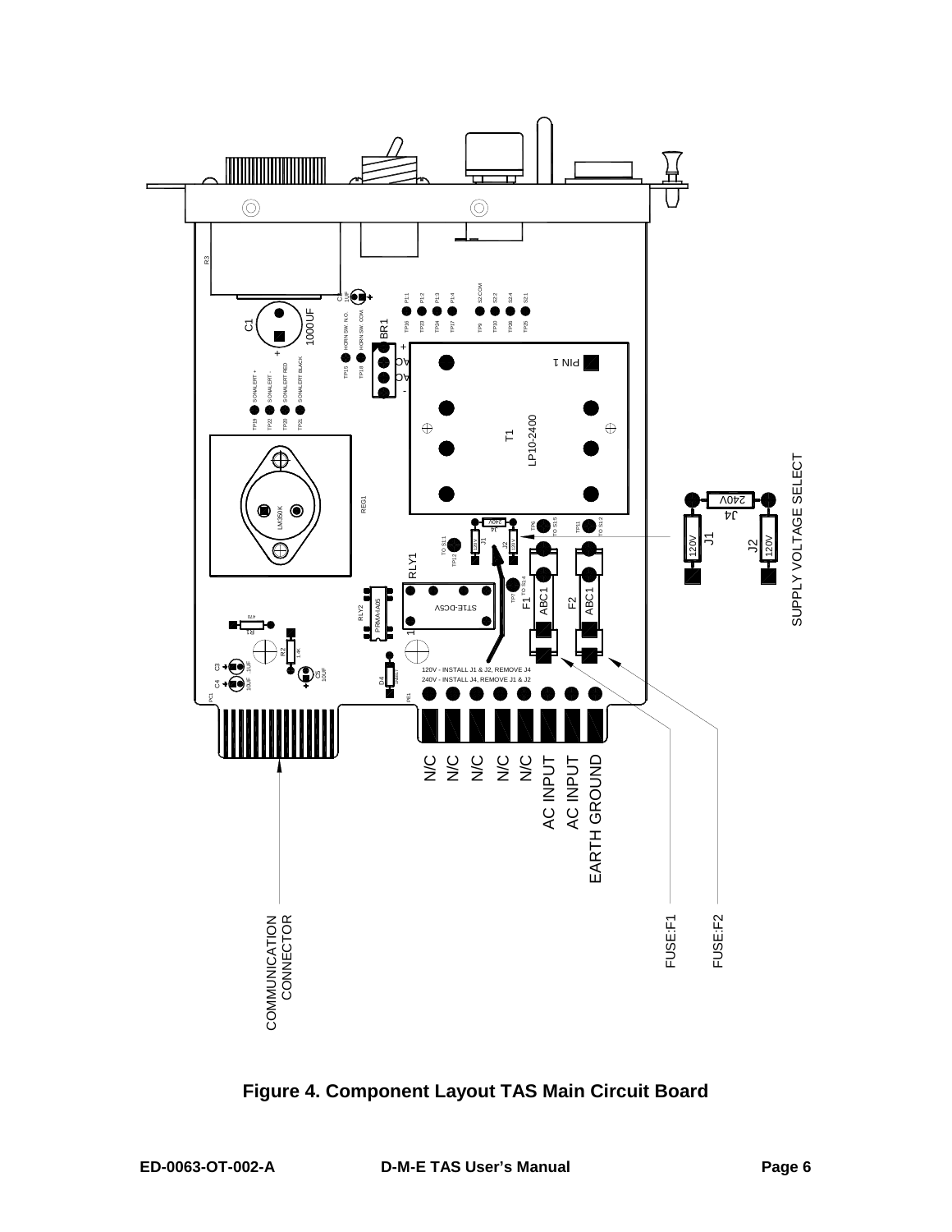SUPPLY VOLTAGE SELECT

120V - INSTALL J1 & J2, REMOVE J4
240V - INSTALL J4, REMOVE J1 & J2

N/C
N/C
N/C
N/C
N/C
AC INPUT
AC INPUT
EARTH GROUND

COMMUNICATION CONNECTOR

FUSE:F1

FUSE:F2

**Figure 4. Component Layout TAS Main Circuit Board**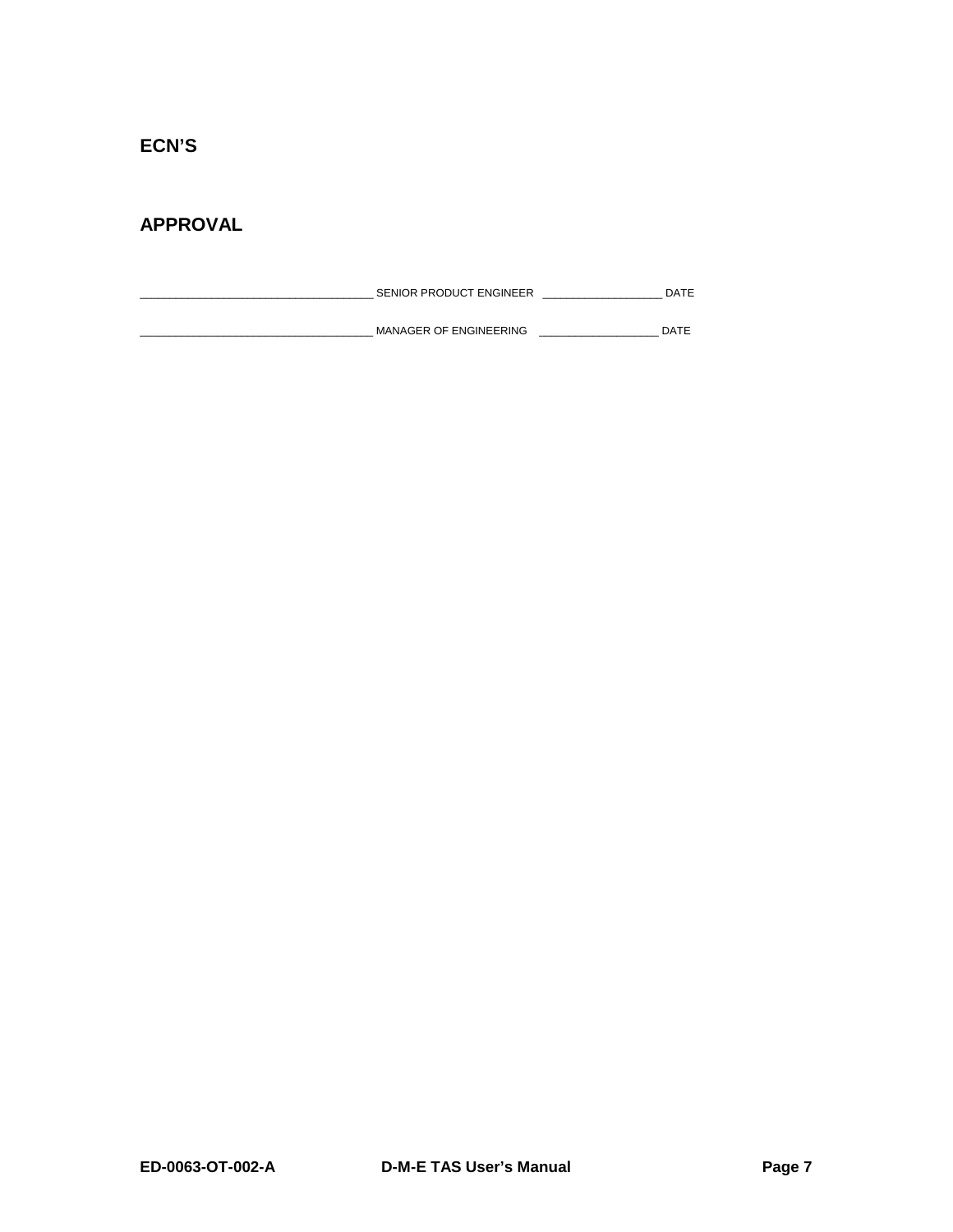## ECN'S

## APPROVAL

_____________________________________ SENIOR PRODUCT ENGINEER ___________________ DATE

_____________________________________ MANAGER OF ENGINEERING ___________________ DATE